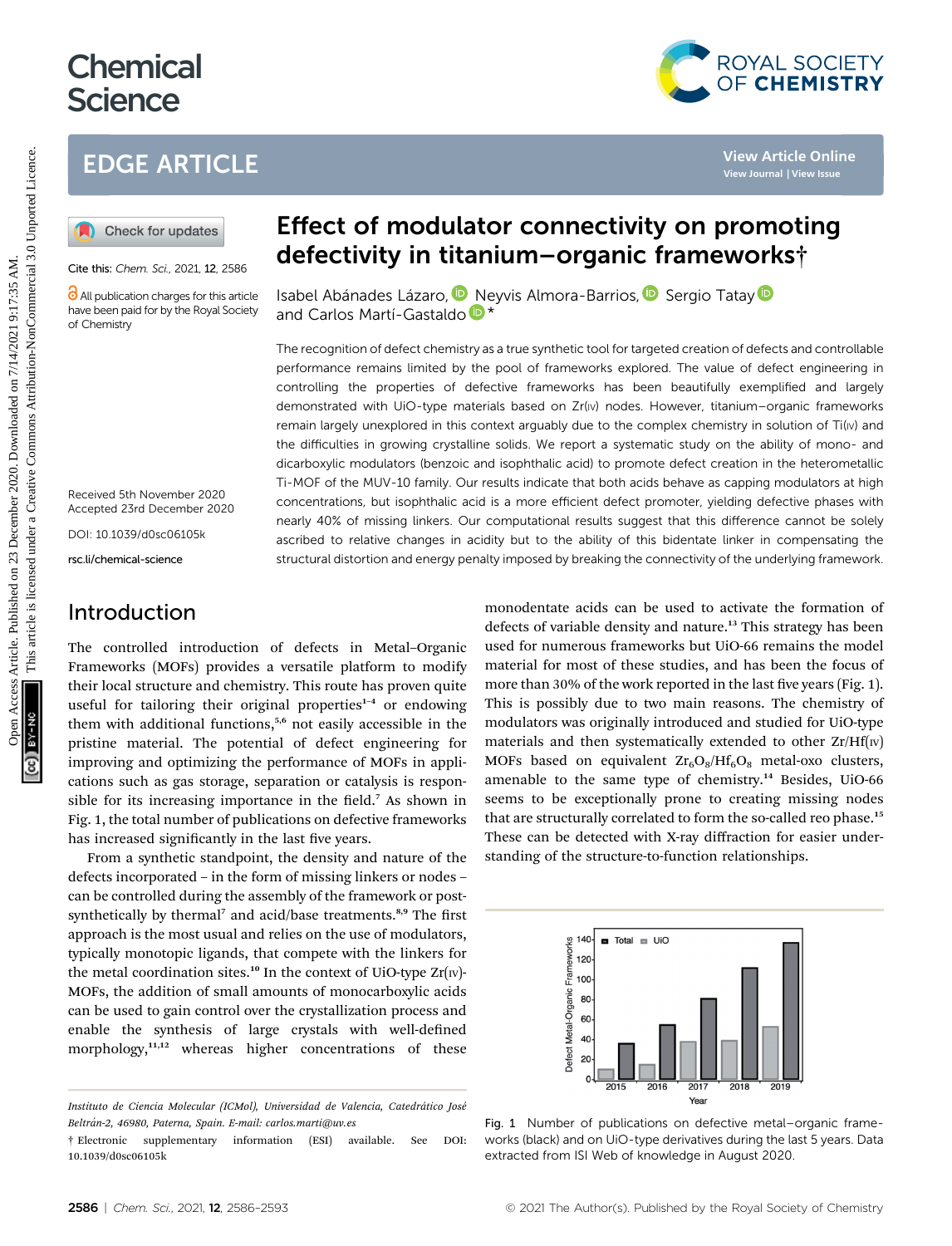# Effect of modulator connectivity on promoting defectivity in titanium–organic frameworks†

Isabel Abánades Lázaro, Neyvis Almora-Barrios, Sergio Tatay and Carlos Martí-Gastaldo*

Cite this: *Chem. Sci.*, 2021, **12**, 2586

All publication charges for this article have been paid for by the Royal Society of Chemistry

Received 5th November 2020
Accepted 23rd December 2020

DOI: 10.1039/d0sc06105k

rsc.li/chemical-science

The recognition of defect chemistry as a true synthetic tool for targeted creation of defects and controllable performance remains limited by the pool of frameworks explored. The value of defect engineering in controlling the properties of defective frameworks has been beautifully exemplified and largely demonstrated with UiO-type materials based on Zr(IV) nodes. However, titanium–organic frameworks remain largely unexplored in this context arguably due to the complex chemistry in solution of Ti(IV) and the difficulties in growing crystalline solids. We report a systematic study on the ability of mono- and dicarboxylic modulators (benzoic and isophthalic acid) to promote defect creation in the heterometallic Ti-MOF of the MUV-10 family. Our results indicate that both acids behave as capping modulators at high concentrations, but isophthalic acid is a more efficient defect promoter, yielding defective phases with nearly 40% of missing linkers. Our computational results suggest that this difference cannot be solely ascribed to relative changes in acidity but to the ability of this bidentate linker in compensating the structural distortion and energy penalty imposed by breaking the connectivity of the underlying framework.

## Introduction

The controlled introduction of defects in Metal–Organic Frameworks (MOFs) provides a versatile platform to modify their local structure and chemistry. This route has proven quite useful for tailoring their original properties[1–4] or endowing them with additional functions,[5,6] not easily accessible in the pristine material. The potential of defect engineering for improving and optimizing the performance of MOFs in applications such as gas storage, separation or catalysis is responsible for its increasing importance in the field.[7] As shown in Fig. 1, the total number of publications on defective frameworks has increased significantly in the last five years.

From a synthetic standpoint, the density and nature of the defects incorporated – in the form of missing linkers or nodes – can be controlled during the assembly of the framework or post-synthetically by thermal[7] and acid/base treatments.[8,9] The first approach is the most usual and relies on the use of modulators, typically monotopic ligands, that compete with the linkers for the metal coordination sites.[10] In the context of UiO-type Zr(IV)-MOFs, the addition of small amounts of monocarboxylic acids can be used to gain control over the crystallization process and enable the synthesis of large crystals with well-defined morphology,[11,12] whereas higher concentrations of these monodentate acids can be used to activate the formation of defects of variable density and nature.[13] This strategy has been used for numerous frameworks but UiO-66 remains the model material for most of these studies, and has been the focus of more than 30% of the work reported in the last five years (Fig. 1). This is possibly due to two main reasons. The chemistry of modulators was originally introduced and studied for UiO-type materials and then systematically extended to other Zr/Hf(IV) MOFs based on equivalent $Zr_6O_8$/$Hf_6O_8$ metal-oxo clusters, amenable to the same type of chemistry.[14] Besides, UiO-66 seems to be exceptionally prone to creating missing nodes that are structurally correlated to form the so-called reo phase.[15] These can be detected with X-ray diffraction for easier understanding of the structure-to-function relationships.

Fig. 1 Number of publications on defective metal–organic frameworks (black) and on UiO-type derivatives during the last 5 years. Data extracted from ISI Web of knowledge in August 2020.

Instituto de Ciencia Molecular (ICMol), Universidad de Valencia, Catedrático José Beltrán-2, 46980, Paterna, Spain. E-mail: carlos.marti@uv.es

† Electronic supplementary information (ESI) available. See DOI: 10.1039/d0sc06105k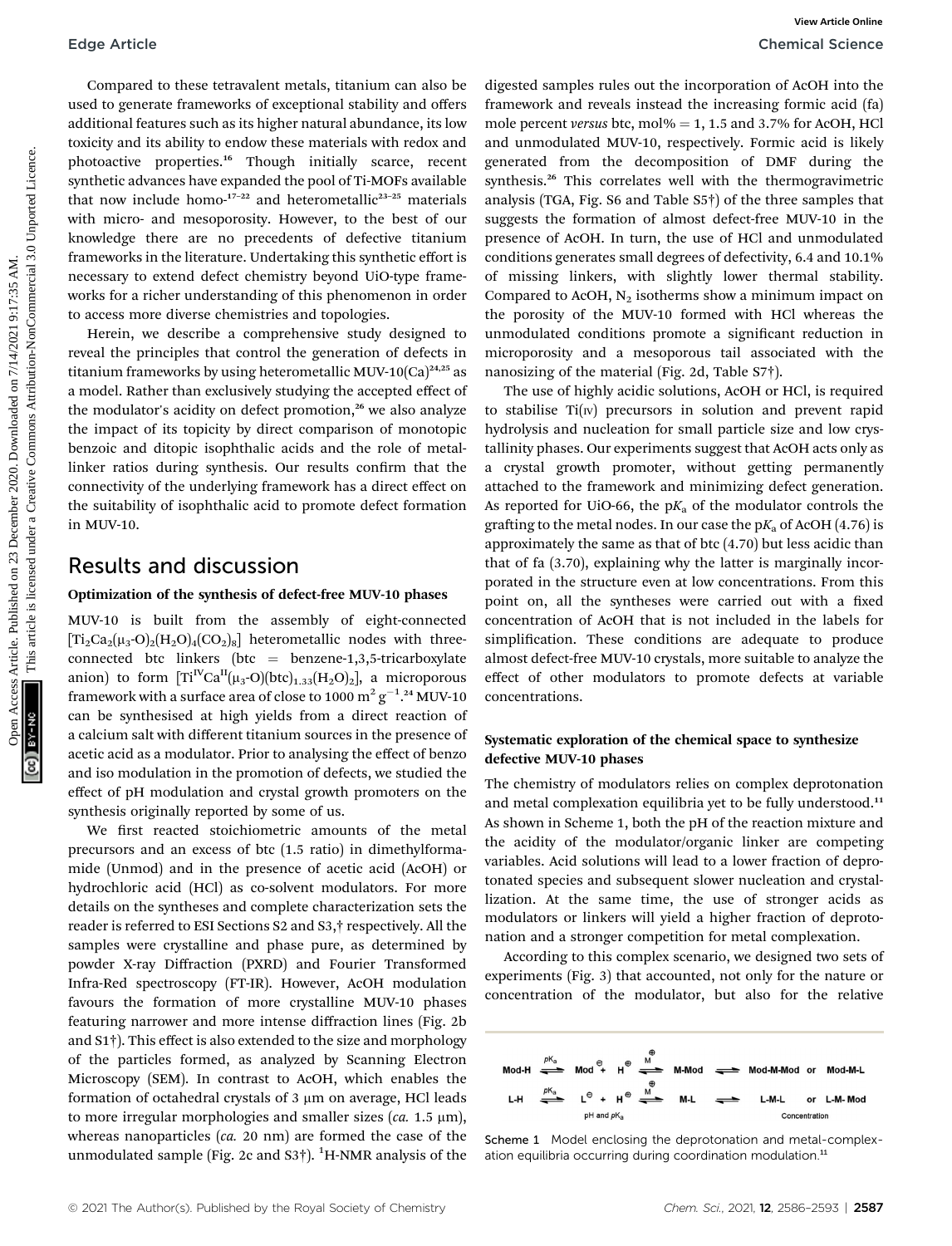Compared to these tetravalent metals, titanium can also be used to generate frameworks of exceptional stability and offers additional features such as its higher natural abundance, its low toxicity and its ability to endow these materials with redox and photoactive properties.[16] Though initially scarce, recent synthetic advances have expanded the pool of Ti-MOFs available that now include homo-[17–22] and heterometallic[23–25] materials with micro- and mesoporosity. However, to the best of our knowledge there are no precedents of defective titanium frameworks in the literature. Undertaking this synthetic effort is necessary to extend defect chemistry beyond UiO-type frameworks for a richer understanding of this phenomenon in order to access more diverse chemistries and topologies.

Herein, we describe a comprehensive study designed to reveal the principles that control the generation of defects in titanium frameworks by using heterometallic MUV-10(Ca)[24,25] as a model. Rather than exclusively studying the accepted effect of the modulator's acidity on defect promotion,[26] we also analyze the impact of its topicity by direct comparison of monotopic benzoic and ditopic isophthalic acids and the role of metal-linker ratios during synthesis. Our results confirm that the connectivity of the underlying framework has a direct effect on the suitability of isophthalic acid to promote defect formation in MUV-10.

## Results and discussion

### Optimization of the synthesis of defect-free MUV-10 phases

MUV-10 is built from the assembly of eight-connected $[Ti_2Ca_2(\mu_3\text{-}O)_2(H_2O)_4(CO_2)_8]$ heterometallic nodes with three-connected btc linkers (btc = benzene-1,3,5-tricarboxylate anion) to form $[Ti^{IV}Ca^{II}(\mu_3\text{-}O)(btc)_{1.33}(H_2O)_2]$, a microporous framework with a surface area of close to 1000 $m^2\,g^{-1}$.[24] MUV-10 can be synthesised at high yields from a direct reaction of a calcium salt with different titanium sources in the presence of acetic acid as a modulator. Prior to analysing the effect of benzo and iso modulation in the promotion of defects, we studied the effect of pH modulation and crystal growth promoters on the synthesis originally reported by some of us.

We first reacted stoichiometric amounts of the metal precursors and an excess of btc (1.5 ratio) in dimethylformamide (Unmod) and in the presence of acetic acid (AcOH) or hydrochloric acid (HCl) as co-solvent modulators. For more details on the syntheses and complete characterization sets the reader is referred to ESI Sections S2 and S3,† respectively. All the samples were crystalline and phase pure, as determined by powder X-ray Diffraction (PXRD) and Fourier Transformed Infra-Red spectroscopy (FT-IR). However, AcOH modulation favours the formation of more crystalline MUV-10 phases featuring narrower and more intense diffraction lines (Fig. 2b and S1†). This effect is also extended to the size and morphology of the particles formed, as analyzed by Scanning Electron Microscopy (SEM). In contrast to AcOH, which enables the formation of octahedral crystals of 3 μm on average, HCl leads to more irregular morphologies and smaller sizes (*ca.* 1.5 μm), whereas nanoparticles (*ca.* 20 nm) are formed the case of the unmodulated sample (Fig. 2c and S3†). $^1$H-NMR analysis of the digested samples rules out the incorporation of AcOH into the framework and reveals instead the increasing formic acid (fa) mole percent *versus* btc, mol% = 1, 1.5 and 3.7% for AcOH, HCl and unmodulated MUV-10, respectively. Formic acid is likely generated from the decomposition of DMF during the synthesis.[26] This correlates well with the thermogravimetric analysis (TGA, Fig. S6 and Table S5†) of the three samples that suggests the formation of almost defect-free MUV-10 in the presence of AcOH. In turn, the use of HCl and unmodulated conditions generates small degrees of defectivity, 6.4 and 10.1% of missing linkers, with slightly lower thermal stability. Compared to AcOH, $N_2$ isotherms show a minimum impact on the porosity of the MUV-10 formed with HCl whereas the unmodulated conditions promote a significant reduction in microporosity and a mesoporous tail associated with the nanosizing of the material (Fig. 2d, Table S7†).

The use of highly acidic solutions, AcOH or HCl, is required to stabilise Ti(IV) precursors in solution and prevent rapid hydrolysis and nucleation for small particle size and low crystallinity phases. Our experiments suggest that AcOH acts only as a crystal growth promoter, without getting permanently attached to the framework and minimizing defect generation. As reported for UiO-66, the p$K_a$ of the modulator controls the grafting to the metal nodes. In our case the p$K_a$ of AcOH (4.76) is approximately the same as that of btc (4.70) but less acidic than that of fa (3.70), explaining why the latter is marginally incorporated in the structure even at low concentrations. From this point on, all the syntheses were carried out with a fixed concentration of AcOH that is not included in the labels for simplification. These conditions are adequate to produce almost defect-free MUV-10 crystals, more suitable to analyze the effect of other modulators to promote defects at variable concentrations.

### Systematic exploration of the chemical space to synthesize defective MUV-10 phases

The chemistry of modulators relies on complex deprotonation and metal complexation equilibria yet to be fully understood.[11] As shown in Scheme 1, both the pH of the reaction mixture and the acidity of the modulator/organic linker are competing variables. Acid solutions will lead to a lower fraction of deprotonated species and subsequent slower nucleation and crystallization. At the same time, the use of stronger acids as modulators or linkers will yield a higher fraction of deprotonation and a stronger competition for metal complexation.

According to this complex scenario, we designed two sets of experiments (Fig. 3) that accounted, not only for the nature or concentration of the modulator, but also for the relative

$$\text{Mod-H} \underset{}{\overset{pK_a}{\rightleftharpoons}} \text{Mod}^{\ominus} + \text{H}^{\oplus} \overset{\text{M}^{\oplus}}{\rightleftharpoons} \text{M-Mod} \rightleftharpoons \text{Mod-M-Mod or Mod-M-L}$$

$$\text{L-H} \overset{pK_a}{\rightleftharpoons} \text{L}^{\ominus} + \text{H}^{\oplus} \overset{\text{M}^{\oplus}}{\rightleftharpoons} \text{M-L} \rightleftharpoons \text{L-M-L or L-M-Mod}$$

pH and p$K_a$ — Concentration

Scheme 1 Model enclosing the deprotonation and metal-complexation equilibria occurring during coordination modulation.[11]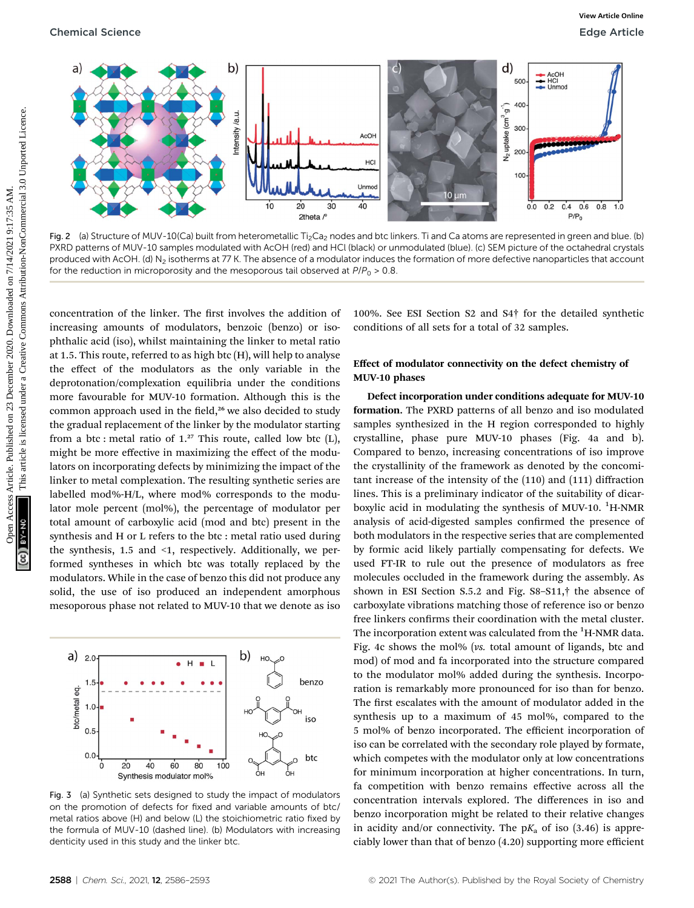Fig. 2 (a) Structure of MUV-10(Ca) built from heterometallic $Ti_2Ca_2$ nodes and btc linkers. Ti and Ca atoms are represented in green and blue. (b) PXRD patterns of MUV-10 samples modulated with AcOH (red) and HCl (black) or unmodulated (blue). (c) SEM picture of the octahedral crystals produced with AcOH. (d) $N_2$ isotherms at 77 K. The absence of a modulator induces the formation of more defective nanoparticles that account for the reduction in microporosity and the mesoporous tail observed at $P/P_0 > 0.8$.

concentration of the linker. The first involves the addition of increasing amounts of modulators, benzoic (benzo) or isophthalic acid (iso), whilst maintaining the linker to metal ratio at 1.5. This route, referred to as high btc (H), will help to analyse the effect of the modulators as the only variable in the deprotonation/complexation equilibria under the conditions more favourable for MUV-10 formation. Although this is the common approach used in the field,[26] we also decided to study the gradual replacement of the linker by the modulator starting from a btc : metal ratio of 1.[27] This route, called low btc (L), might be more effective in maximizing the effect of the modulators on incorporating defects by minimizing the impact of the linker to metal complexation. The resulting synthetic series are labelled mod%-H/L, where mod% corresponds to the modulator mole percent (mol%), the percentage of modulator per total amount of carboxylic acid (mod and btc) present in the synthesis and H or L refers to the btc : metal ratio used during the synthesis, 1.5 and <1, respectively. Additionally, we performed syntheses in which btc was totally replaced by the modulators. While in the case of benzo this did not produce any solid, the use of iso produced an independent amorphous mesoporous phase not related to MUV-10 that we denote as iso 100%. See ESI Section S2 and S4† for the detailed synthetic conditions of all sets for a total of 32 samples.

Fig. 3 (a) Synthetic sets designed to study the impact of modulators on the promotion of defects for fixed and variable amounts of btc/metal ratios above (H) and below (L) the stoichiometric ratio fixed by the formula of MUV-10 (dashed line). (b) Modulators with increasing denticity used in this study and the linker btc.

## Effect of modulator connectivity on the defect chemistry of MUV-10 phases

**Defect incorporation under conditions adequate for MUV-10 formation.** The PXRD patterns of all benzo and iso modulated samples synthesized in the H region corresponded to highly crystalline, phase pure MUV-10 phases (Fig. 4a and b). Compared to benzo, increasing concentrations of iso improve the crystallinity of the framework as denoted by the concomitant increase of the intensity of the (110) and (111) diffraction lines. This is a preliminary indicator of the suitability of dicarboxylic acid in modulating the synthesis of MUV-10. $^1$H-NMR analysis of acid-digested samples confirmed the presence of both modulators in the respective series that are complemented by formic acid likely partially compensating for defects. We used FT-IR to rule out the presence of modulators as free molecules occluded in the framework during the assembly. As shown in ESI Section S.5.2 and Fig. S8–S11,† the absence of carboxylate vibrations matching those of reference iso or benzo free linkers confirms their coordination with the metal cluster. The incorporation extent was calculated from the $^1$H-NMR data. Fig. 4c shows the mol% (*vs.* total amount of ligands, btc and mod) of mod and fa incorporated into the structure compared to the modulator mol% added during the synthesis. Incorporation is remarkably more pronounced for iso than for benzo. The first escalates with the amount of modulator added in the synthesis up to a maximum of 45 mol%, compared to the 5 mol% of benzo incorporated. The efficient incorporation of iso can be correlated with the secondary role played by formate, which competes with the modulator only at low concentrations for minimum incorporation at higher concentrations. In turn, fa competition with benzo remains effective across all the concentration intervals explored. The differences in iso and benzo incorporation might be related to their relative changes in acidity and/or connectivity. The p$K_a$ of iso (3.46) is appreciably lower than that of benzo (4.20) supporting more efficient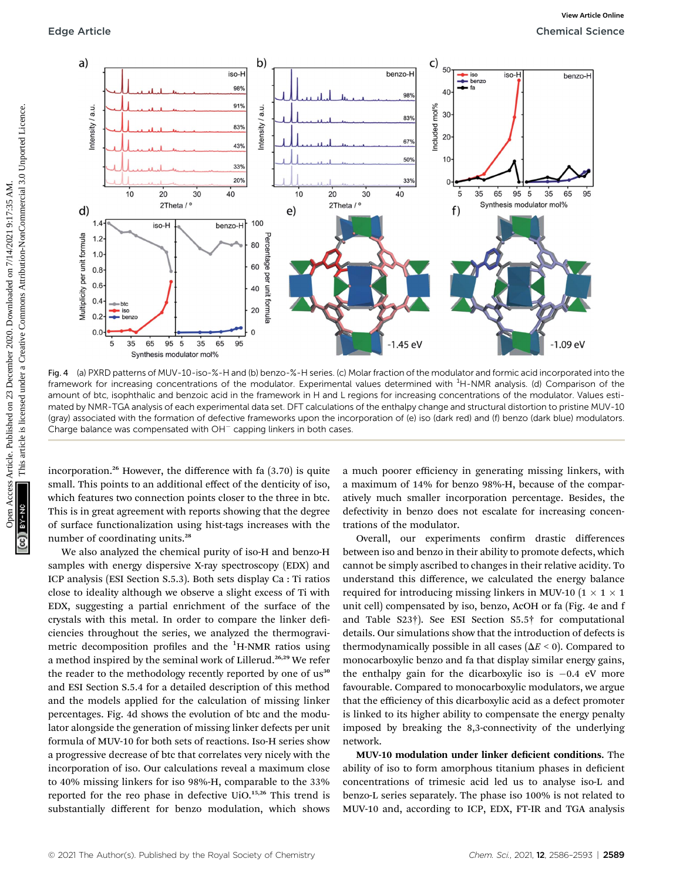Fig. 4 (a) PXRD patterns of MUV-10-iso-%-H and (b) benzo-%-H series. (c) Molar fraction of the modulator and formic acid incorporated into the framework for increasing concentrations of the modulator. Experimental values determined with $^1$H-NMR analysis. (d) Comparison of the amount of btc, isophthalic and benzoic acid in the framework in H and L regions for increasing concentrations of the modulator. Values estimated by NMR-TGA analysis of each experimental data set. DFT calculations of the enthalpy change and structural distortion to pristine MUV-10 (gray) associated with the formation of defective frameworks upon the incorporation of (e) iso (dark red) and (f) benzo (dark blue) modulators. Charge balance was compensated with $OH^-$ capping linkers in both cases.

incorporation.[26] However, the difference with fa (3.70) is quite small. This points to an additional effect of the denticity of iso, which features two connection points closer to the three in btc. This is in great agreement with reports showing that the degree of surface functionalization using hist-tags increases with the number of coordinating units.[28]

We also analyzed the chemical purity of iso-H and benzo-H samples with energy dispersive X-ray spectroscopy (EDX) and ICP analysis (ESI Section S.5.3). Both sets display Ca : Ti ratios close to ideality although we observe a slight excess of Ti with EDX, suggesting a partial enrichment of the surface of the crystals with this metal. In order to compare the linker deficiencies throughout the series, we analyzed the thermogravimetric decomposition profiles and the $^1$H-NMR ratios using a method inspired by the seminal work of Lillerud.[26,29] We refer the reader to the methodology recently reported by one of us[30] and ESI Section S.5.4 for a detailed description of this method and the models applied for the calculation of missing linker percentages. Fig. 4d shows the evolution of btc and the modulator alongside the generation of missing linker defects per unit formula of MUV-10 for both sets of reactions. Iso-H series show a progressive decrease of btc that correlates very nicely with the incorporation of iso. Our calculations reveal a maximum close to 40% missing linkers for iso 98%-H, comparable to the 33% reported for the reo phase in defective UiO.[15,26] This trend is substantially different for benzo modulation, which shows a much poorer efficiency in generating missing linkers, with a maximum of 14% for benzo 98%-H, because of the comparatively much smaller incorporation percentage. Besides, the defectivity in benzo does not escalate for increasing concentrations of the modulator.

Overall, our experiments confirm drastic differences between iso and benzo in their ability to promote defects, which cannot be simply ascribed to changes in their relative acidity. To understand this difference, we calculated the energy balance required for introducing missing linkers in MUV-10 (1 × 1 × 1 unit cell) compensated by iso, benzo, AcOH or fa (Fig. 4e and f and Table S23†). See ESI Section S5.5† for computational details. Our simulations show that the introduction of defects is thermodynamically possible in all cases ($\Delta E < 0$). Compared to monocarboxylic benzo and fa that display similar energy gains, the enthalpy gain for the dicarboxylic iso is −0.4 eV more favourable. Compared to monocarboxylic modulators, we argue that the efficiency of this dicarboxylic acid as a defect promoter is linked to its higher ability to compensate the energy penalty imposed by breaking the 8,3-connectivity of the underlying network.

**MUV-10 modulation under linker deficient conditions.** The ability of iso to form amorphous titanium phases in deficient concentrations of trimesic acid led us to analyse iso-L and benzo-L series separately. The phase iso 100% is not related to MUV-10 and, according to ICP, EDX, FT-IR and TGA analysis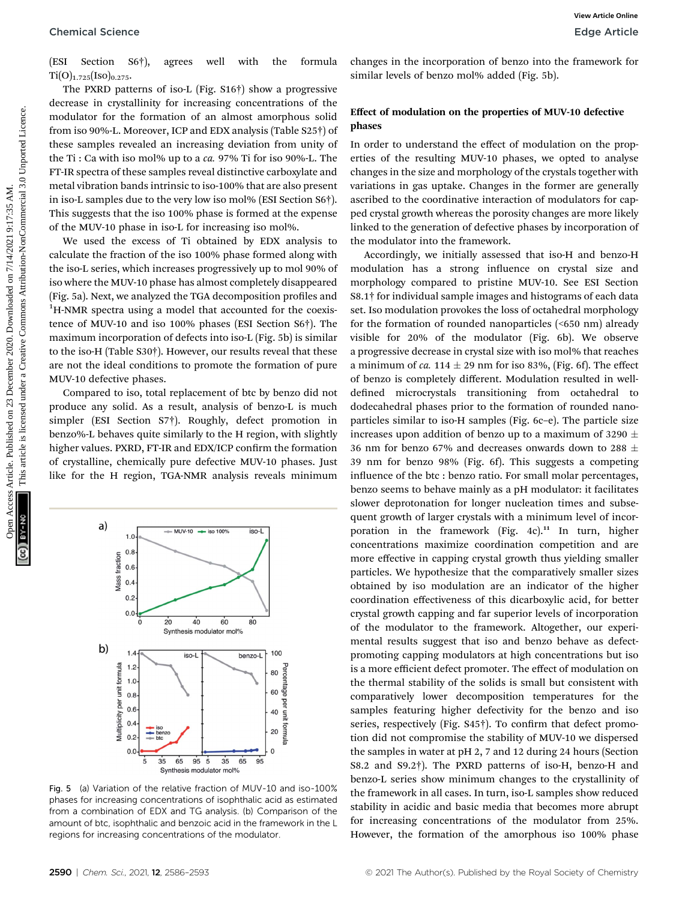(ESI Section S6†), agrees well with the formula $Ti(O)_{1.725}(Iso)_{0.275}$.

The PXRD patterns of iso-L (Fig. S16†) show a progressive decrease in crystallinity for increasing concentrations of the modulator for the formation of an almost amorphous solid from iso 90%-L. Moreover, ICP and EDX analysis (Table S25†) of these samples revealed an increasing deviation from unity of the Ti : Ca with iso mol% up to a *ca.* 97% Ti for iso 90%-L. The FT-IR spectra of these samples reveal distinctive carboxylate and metal vibration bands intrinsic to iso-100% that are also present in iso-L samples due to the very low iso mol% (ESI Section S6†). This suggests that the iso 100% phase is formed at the expense of the MUV-10 phase in iso-L for increasing iso mol%.

We used the excess of Ti obtained by EDX analysis to calculate the fraction of the iso 100% phase formed along with the iso-L series, which increases progressively up to mol 90% of iso where the MUV-10 phase has almost completely disappeared (Fig. 5a). Next, we analyzed the TGA decomposition profiles and $^1$H-NMR spectra using a model that accounted for the coexistence of MUV-10 and iso 100% phases (ESI Section S6†). The maximum incorporation of defects into iso-L (Fig. 5b) is similar to the iso-H (Table S30†). However, our results reveal that these are not the ideal conditions to promote the formation of pure MUV-10 defective phases.

Compared to iso, total replacement of btc by benzo did not produce any solid. As a result, analysis of benzo-L is much simpler (ESI Section S7†). Roughly, defect promotion in benzo%-L behaves quite similarly to the H region, with slightly higher values. PXRD, FT-IR and EDX/ICP confirm the formation of crystalline, chemically pure defective MUV-10 phases. Just like for the H region, TGA-NMR analysis reveals minimum changes in the incorporation of benzo into the framework for similar levels of benzo mol% added (Fig. 5b).

Fig. 5 (a) Variation of the relative fraction of MUV-10 and iso-100% phases for increasing concentrations of isophthalic acid as estimated from a combination of EDX and TG analysis. (b) Comparison of the amount of btc, isophthalic and benzoic acid in the framework in the L regions for increasing concentrations of the modulator.

### Effect of modulation on the properties of MUV-10 defective phases

In order to understand the effect of modulation on the properties of the resulting MUV-10 phases, we opted to analyse changes in the size and morphology of the crystals together with variations in gas uptake. Changes in the former are generally ascribed to the coordinative interaction of modulators for capped crystal growth whereas the porosity changes are more likely linked to the generation of defective phases by incorporation of the modulator into the framework.

Accordingly, we initially assessed that iso-H and benzo-H modulation has a strong influence on crystal size and morphology compared to pristine MUV-10. See ESI Section S8.1† for individual sample images and histograms of each data set. Iso modulation provokes the loss of octahedral morphology for the formation of rounded nanoparticles (<650 nm) already visible for 20% of the modulator (Fig. 6b). We observe a progressive decrease in crystal size with iso mol% that reaches a minimum of *ca.* 114 ± 29 nm for iso 83%, (Fig. 6f). The effect of benzo is completely different. Modulation resulted in well-defined microcrystals transitioning from octahedral to dodecahedral phases prior to the formation of rounded nanoparticles similar to iso-H samples (Fig. 6c–e). The particle size increases upon addition of benzo up to a maximum of 3290 ± 36 nm for benzo 67% and decreases onwards down to 288 ± 39 nm for benzo 98% (Fig. 6f). This suggests a competing influence of the btc : benzo ratio. For small molar percentages, benzo seems to behave mainly as a pH modulator: it facilitates slower deprotonation for longer nucleation times and subsequent growth of larger crystals with a minimum level of incorporation in the framework (Fig. 4c).[11] In turn, higher concentrations maximize coordination competition and are more effective in capping crystal growth thus yielding smaller particles. We hypothesize that the comparatively smaller sizes obtained by iso modulation are an indicator of the higher coordination effectiveness of this dicarboxylic acid, for better crystal growth capping and far superior levels of incorporation of the modulator to the framework. Altogether, our experimental results suggest that iso and benzo behave as defect-promoting capping modulators at high concentrations but iso is a more efficient defect promoter. The effect of modulation on the thermal stability of the solids is small but consistent with comparatively lower decomposition temperatures for the samples featuring higher defectivity for the benzo and iso series, respectively (Fig. S45†). To confirm that defect promotion did not compromise the stability of MUV-10 we dispersed the samples in water at pH 2, 7 and 12 during 24 hours (Section S8.2 and S9.2†). The PXRD patterns of iso-H, benzo-H and benzo-L series show minimum changes to the crystallinity of the framework in all cases. In turn, iso-L samples show reduced stability in acidic and basic media that becomes more abrupt for increasing concentrations of the modulator from 25%. However, the formation of the amorphous iso 100% phase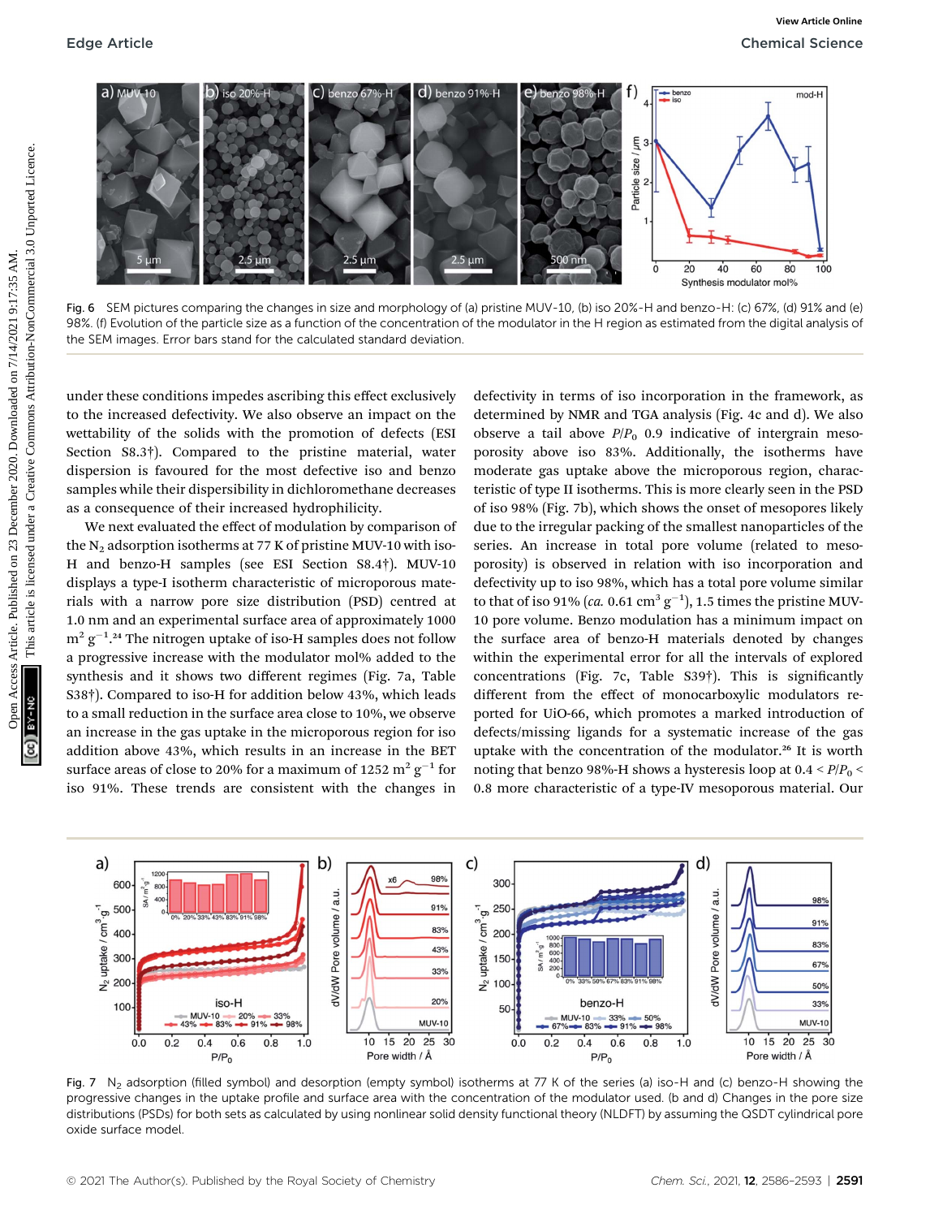Fig. 6 SEM pictures comparing the changes in size and morphology of (a) pristine MUV-10, (b) iso 20%-H and benzo-H: (c) 67%, (d) 91% and (e) 98%. (f) Evolution of the particle size as a function of the concentration of the modulator in the H region as estimated from the digital analysis of the SEM images. Error bars stand for the calculated standard deviation.

under these conditions impedes ascribing this effect exclusively to the increased defectivity. We also observe an impact on the wettability of the solids with the promotion of defects (ESI Section S8.3†). Compared to the pristine material, water dispersion is favoured for the most defective iso and benzo samples while their dispersibility in dichloromethane decreases as a consequence of their increased hydrophilicity.

We next evaluated the effect of modulation by comparison of the $N_2$ adsorption isotherms at 77 K of pristine MUV-10 with iso-H and benzo-H samples (see ESI Section S8.4†). MUV-10 displays a type-I isotherm characteristic of microporous materials with a narrow pore size distribution (PSD) centred at 1.0 nm and an experimental surface area of approximately 1000 $m^2\ g^{-1}$.[24] The nitrogen uptake of iso-H samples does not follow a progressive increase with the modulator mol% added to the synthesis and it shows two different regimes (Fig. 7a, Table S38†). Compared to iso-H for addition below 43%, which leads to a small reduction in the surface area close to 10%, we observe an increase in the gas uptake in the microporous region for iso addition above 43%, which results in an increase in the BET surface areas of close to 20% for a maximum of 1252 $m^2\ g^{-1}$ for iso 91%. These trends are consistent with the changes in defectivity in terms of iso incorporation in the framework, as determined by NMR and TGA analysis (Fig. 4c and d). We also observe a tail above $P/P_0$ 0.9 indicative of intergrain mesoporosity above iso 83%. Additionally, the isotherms have moderate gas uptake above the microporous region, characteristic of type II isotherms. This is more clearly seen in the PSD of iso 98% (Fig. 7b), which shows the onset of mesopores likely due to the irregular packing of the smallest nanoparticles of the series. An increase in total pore volume (related to mesoporosity) is observed in relation with iso incorporation and defectivity up to iso 98%, which has a total pore volume similar to that of iso 91% (*ca.* 0.61 $cm^3\ g^{-1}$), 1.5 times the pristine MUV-10 pore volume. Benzo modulation has a minimum impact on the surface area of benzo-H materials denoted by changes within the experimental error for all the intervals of explored concentrations (Fig. 7c, Table S39†). This is significantly different from the effect of monocarboxylic modulators reported for UiO-66, which promotes a marked introduction of defects/missing ligands for a systematic increase of the gas uptake with the concentration of the modulator.[26] It is worth noting that benzo 98%-H shows a hysteresis loop at $0.4 < P/P_0 < 0.8$ more characteristic of a type-IV mesoporous material. Our

Fig. 7 $N_2$ adsorption (filled symbol) and desorption (empty symbol) isotherms at 77 K of the series (a) iso-H and (c) benzo-H showing the progressive changes in the uptake profile and surface area with the concentration of the modulator used. (b and d) Changes in the pore size distributions (PSDs) for both sets as calculated by using nonlinear solid density functional theory (NLDFT) by assuming the QSDT cylindrical pore oxide surface model.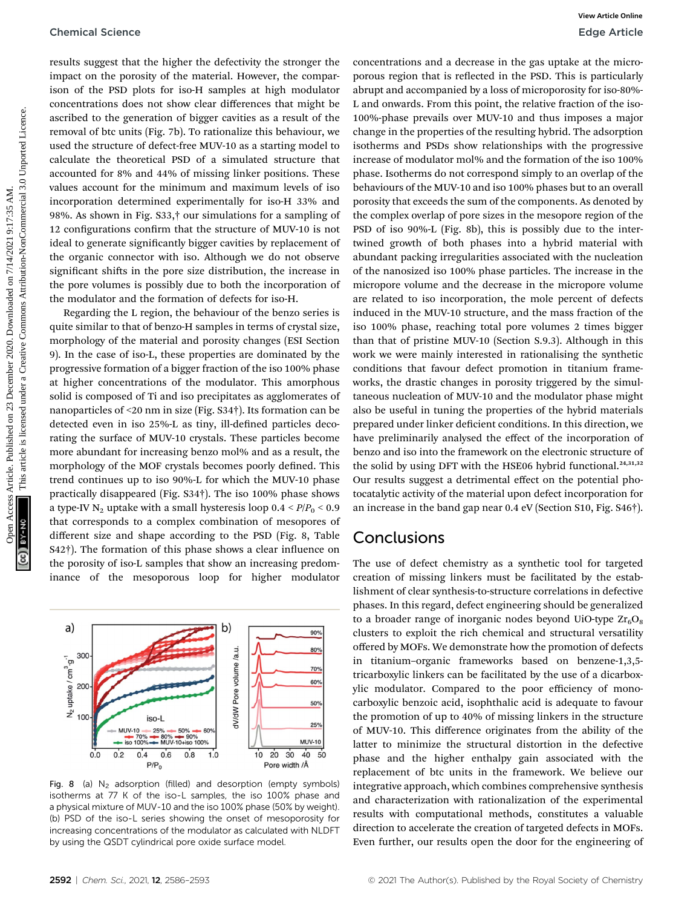results suggest that the higher the defectivity the stronger the impact on the porosity of the material. However, the comparison of the PSD plots for iso-H samples at high modulator concentrations does not show clear differences that might be ascribed to the generation of bigger cavities as a result of the removal of btc units (Fig. 7b). To rationalize this behaviour, we used the structure of defect-free MUV-10 as a starting model to calculate the theoretical PSD of a simulated structure that accounted for 8% and 44% of missing linker positions. These values account for the minimum and maximum levels of iso incorporation determined experimentally for iso-H 33% and 98%. As shown in Fig. S33,† our simulations for a sampling of 12 configurations confirm that the structure of MUV-10 is not ideal to generate significantly bigger cavities by replacement of the organic connector with iso. Although we do not observe significant shifts in the pore size distribution, the increase in the pore volumes is possibly due to both the incorporation of the modulator and the formation of defects for iso-H.

Regarding the L region, the behaviour of the benzo series is quite similar to that of benzo-H samples in terms of crystal size, morphology of the material and porosity changes (ESI Section 9). In the case of iso-L, these properties are dominated by the progressive formation of a bigger fraction of the iso 100% phase at higher concentrations of the modulator. This amorphous solid is composed of Ti and iso precipitates as agglomerates of nanoparticles of <20 nm in size (Fig. S34†). Its formation can be detected even in iso 25%-L as tiny, ill-defined particles decorating the surface of MUV-10 crystals. These particles become more abundant for increasing benzo mol% and as a result, the morphology of the MOF crystals becomes poorly defined. This trend continues up to iso 90%-L for which the MUV-10 phase practically disappeared (Fig. S34†). The iso 100% phase shows a type-IV $N_2$ uptake with a small hysteresis loop $0.4 < P/P_0 < 0.9$ that corresponds to a complex combination of mesopores of different size and shape according to the PSD (Fig. 8, Table S42†). The formation of this phase shows a clear influence on the porosity of iso-L samples that show an increasing predominance of the mesoporous loop for higher modulator concentrations and a decrease in the gas uptake at the microporous region that is reflected in the PSD. This is particularly abrupt and accompanied by a loss of microporosity for iso-80%-L and onwards. From this point, the relative fraction of the iso-100%-phase prevails over MUV-10 and thus imposes a major change in the properties of the resulting hybrid. The adsorption isotherms and PSDs show relationships with the progressive increase of modulator mol% and the formation of the iso 100% phase. Isotherms do not correspond simply to an overlap of the behaviours of the MUV-10 and iso 100% phases but to an overall porosity that exceeds the sum of the components. As denoted by the complex overlap of pore sizes in the mesopore region of the PSD of iso 90%-L (Fig. 8b), this is possibly due to the intertwined growth of both phases into a hybrid material with abundant packing irregularities associated with the nucleation of the nanosized iso 100% phase particles. The increase in the micropore volume and the decrease in the micropore volume are related to iso incorporation, the mole percent of defects induced in the MUV-10 structure, and the mass fraction of the iso 100% phase, reaching total pore volumes 2 times bigger than that of pristine MUV-10 (Section S.9.3). Although in this work we were mainly interested in rationalising the synthetic conditions that favour defect promotion in titanium frameworks, the drastic changes in porosity triggered by the simultaneous nucleation of MUV-10 and the modulator phase might also be useful in tuning the properties of the hybrid materials prepared under linker deficient conditions. In this direction, we have preliminarily analysed the effect of the incorporation of benzo and iso into the framework on the electronic structure of the solid by using DFT with the HSE06 hybrid functional.[24,31,32] Our results suggest a detrimental effect on the potential photocatalytic activity of the material upon defect incorporation for an increase in the band gap near 0.4 eV (Section S10, Fig. S46†).

Fig. 8 (a) $N_2$ adsorption (filled) and desorption (empty symbols) isotherms at 77 K of the iso-L samples, the iso 100% phase and a physical mixture of MUV-10 and the iso 100% phase (50% by weight). (b) PSD of the iso-L series showing the onset of mesoporosity for increasing concentrations of the modulator as calculated with NLDFT by using the QSDT cylindrical pore oxide surface model.

## Conclusions

The use of defect chemistry as a synthetic tool for targeted creation of missing linkers must be facilitated by the establishment of clear synthesis-to-structure correlations in defective phases. In this regard, defect engineering should be generalized to a broader range of inorganic nodes beyond UiO-type $Zr_6O_8$ clusters to exploit the rich chemical and structural versatility offered by MOFs. We demonstrate how the promotion of defects in titanium–organic frameworks based on benzene-1,3,5-tricarboxylic linkers can be facilitated by the use of a dicarboxylic modulator. Compared to the poor efficiency of monocarboxylic benzoic acid, isophthalic acid is adequate to favour the promotion of up to 40% of missing linkers in the structure of MUV-10. This difference originates from the ability of the latter to minimize the structural distortion in the defective phase and the higher enthalpy gain associated with the replacement of btc units in the framework. We believe our integrative approach, which combines comprehensive synthesis and characterization with rationalization of the experimental results with computational methods, constitutes a valuable direction to accelerate the creation of targeted defects in MOFs. Even further, our results open the door for the engineering of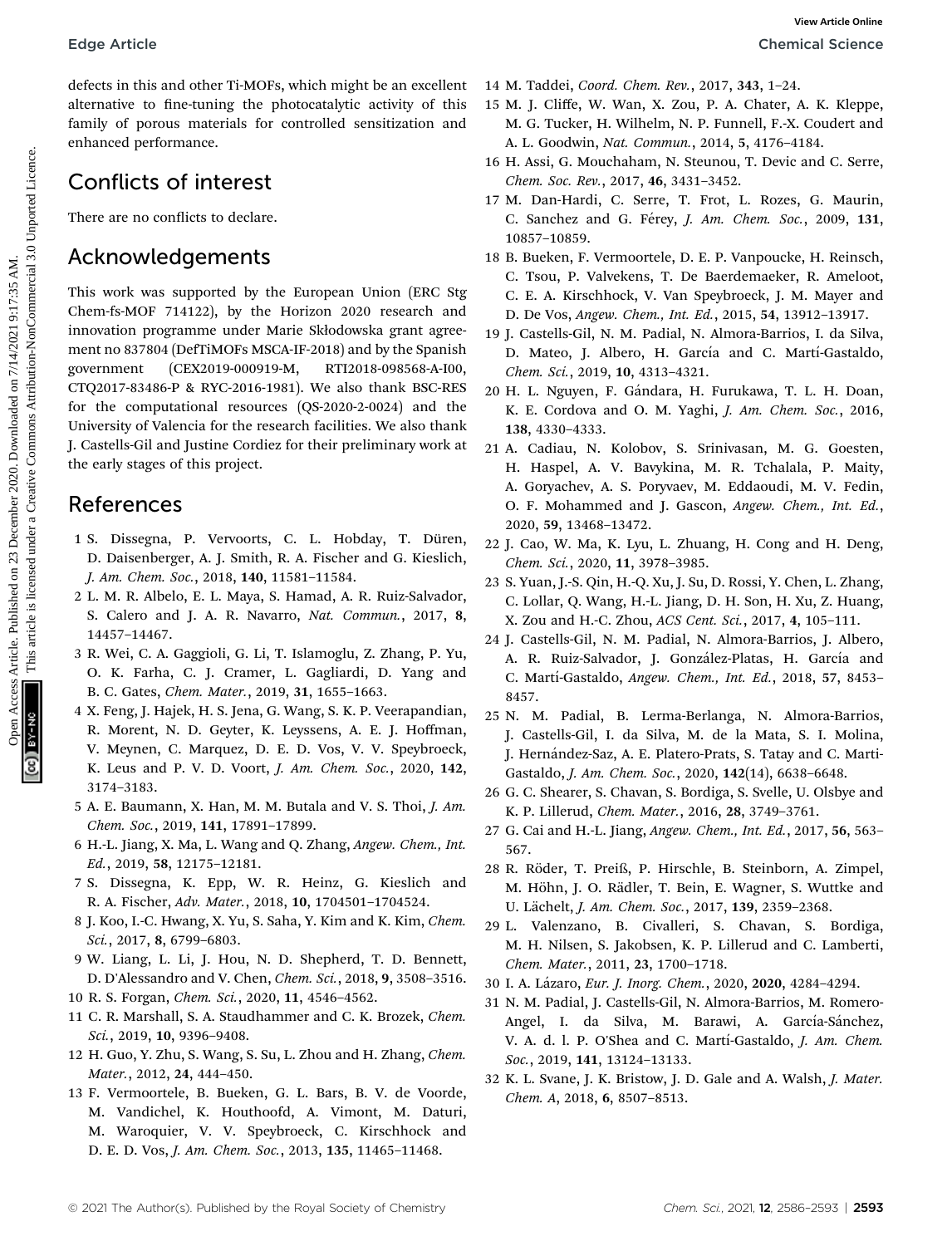defects in this and other Ti-MOFs, which might be an excellent alternative to fine-tuning the photocatalytic activity of this family of porous materials for controlled sensitization and enhanced performance.

## Conflicts of interest

There are no conflicts to declare.

## Acknowledgements

This work was supported by the European Union (ERC Stg Chem-fs-MOF 714122), by the Horizon 2020 research and innovation programme under Marie Skłodowska grant agreement no 837804 (DefTiMOFs MSCA-IF-2018) and by the Spanish government (CEX2019-000919-M, RTI2018-098568-A-I00, CTQ2017-83486-P & RYC-2016-1981). We also thank BSC-RES for the computational resources (QS-2020-2-0024) and the University of Valencia for the research facilities. We also thank J. Castells-Gil and Justine Cordiez for their preliminary work at the early stages of this project.

## References

1 S. Dissegna, P. Vervoorts, C. L. Hobday, T. Düren, D. Daisenberger, A. J. Smith, R. A. Fischer and G. Kieslich, *J. Am. Chem. Soc.*, 2018, **140**, 11581–11584.

2 L. M. R. Albelo, E. L. Maya, S. Hamad, A. R. Ruiz-Salvador, S. Calero and J. A. R. Navarro, *Nat. Commun.*, 2017, **8**, 14457–14467.

3 R. Wei, C. A. Gaggioli, G. Li, T. Islamoglu, Z. Zhang, P. Yu, O. K. Farha, C. J. Cramer, L. Gagliardi, D. Yang and B. C. Gates, *Chem. Mater.*, 2019, **31**, 1655–1663.

4 X. Feng, J. Hajek, H. S. Jena, G. Wang, S. K. P. Veerapandian, R. Morent, N. D. Geyter, K. Leyssens, A. E. J. Hoffman, V. Meynen, C. Marquez, D. E. D. Vos, V. V. Speybroeck, K. Leus and P. V. D. Voort, *J. Am. Chem. Soc.*, 2020, **142**, 3174–3183.

5 A. E. Baumann, X. Han, M. M. Butala and V. S. Thoi, *J. Am. Chem. Soc.*, 2019, **141**, 17891–17899.

6 H.-L. Jiang, X. Ma, L. Wang and Q. Zhang, *Angew. Chem., Int. Ed.*, 2019, **58**, 12175–12181.

7 S. Dissegna, K. Epp, W. R. Heinz, G. Kieslich and R. A. Fischer, *Adv. Mater.*, 2018, **10**, 1704501–1704524.

8 J. Koo, I.-C. Hwang, X. Yu, S. Saha, Y. Kim and K. Kim, *Chem. Sci.*, 2017, **8**, 6799–6803.

9 W. Liang, L. Li, J. Hou, N. D. Shepherd, T. D. Bennett, D. D'Alessandro and V. Chen, *Chem. Sci.*, 2018, **9**, 3508–3516.

10 R. S. Forgan, *Chem. Sci.*, 2020, **11**, 4546–4562.

11 C. R. Marshall, S. A. Staudhammer and C. K. Brozek, *Chem. Sci.*, 2019, **10**, 9396–9408.

12 H. Guo, Y. Zhu, S. Wang, S. Su, L. Zhou and H. Zhang, *Chem. Mater.*, 2012, **24**, 444–450.

13 F. Vermoortele, B. Bueken, G. L. Bars, B. V. de Voorde, M. Vandichel, K. Houthoofd, A. Vimont, M. Daturi, M. Waroquier, V. V. Speybroeck, C. Kirschhock and D. E. D. Vos, *J. Am. Chem. Soc.*, 2013, **135**, 11465–11468.

14 M. Taddei, *Coord. Chem. Rev.*, 2017, **343**, 1–24.

15 M. J. Cliffe, W. Wan, X. Zou, P. A. Chater, A. K. Kleppe, M. G. Tucker, H. Wilhelm, N. P. Funnell, F.-X. Coudert and A. L. Goodwin, *Nat. Commun.*, 2014, **5**, 4176–4184.

16 H. Assi, G. Mouchaham, N. Steunou, T. Devic and C. Serre, *Chem. Soc. Rev.*, 2017, **46**, 3431–3452.

17 M. Dan-Hardi, C. Serre, T. Frot, L. Rozes, G. Maurin, C. Sanchez and G. Férey, *J. Am. Chem. Soc.*, 2009, **131**, 10857–10859.

18 B. Bueken, F. Vermoortele, D. E. P. Vanpoucke, H. Reinsch, C. Tsou, P. Valvekens, T. De Baerdemaeker, R. Ameloot, C. E. A. Kirschhock, V. Van Speybroeck, J. M. Mayer and D. De Vos, *Angew. Chem., Int. Ed.*, 2015, **54**, 13912–13917.

19 J. Castells-Gil, N. M. Padial, N. Almora-Barrios, I. da Silva, D. Mateo, J. Albero, H. García and C. Martí-Gastaldo, *Chem. Sci.*, 2019, **10**, 4313–4321.

20 H. L. Nguyen, F. Gándara, H. Furukawa, T. L. H. Doan, K. E. Cordova and O. M. Yaghi, *J. Am. Chem. Soc.*, 2016, **138**, 4330–4333.

21 A. Cadiau, N. Kolobov, S. Srinivasan, M. G. Goesten, H. Haspel, A. V. Bavykina, M. R. Tchalala, P. Maity, A. Goryachev, A. S. Poryvaev, M. Eddaoudi, M. V. Fedin, O. F. Mohammed and J. Gascon, *Angew. Chem., Int. Ed.*, 2020, **59**, 13468–13472.

22 J. Cao, W. Ma, K. Lyu, L. Zhuang, H. Cong and H. Deng, *Chem. Sci.*, 2020, **11**, 3978–3985.

23 S. Yuan, J.-S. Qin, H.-Q. Xu, J. Su, D. Rossi, Y. Chen, L. Zhang, C. Lollar, Q. Wang, H.-L. Jiang, D. H. Son, H. Xu, Z. Huang, X. Zou and H.-C. Zhou, *ACS Cent. Sci.*, 2017, **4**, 105–111.

24 J. Castells-Gil, N. M. Padial, N. Almora-Barrios, J. Albero, A. R. Ruiz-Salvador, J. González-Platas, H. García and C. Martí-Gastaldo, *Angew. Chem., Int. Ed.*, 2018, **57**, 8453–8457.

25 N. M. Padial, B. Lerma-Berlanga, N. Almora-Barrios, J. Castells-Gil, I. da Silva, M. de la Mata, S. I. Molina, J. Hernández-Saz, A. E. Platero-Prats, S. Tatay and C. Marti-Gastaldo, *J. Am. Chem. Soc.*, 2020, **142**(14), 6638–6648.

26 G. C. Shearer, S. Chavan, S. Bordiga, S. Svelle, U. Olsbye and K. P. Lillerud, *Chem. Mater.*, 2016, **28**, 3749–3761.

27 G. Cai and H.-L. Jiang, *Angew. Chem., Int. Ed.*, 2017, **56**, 563–567.

28 R. Röder, T. Preiß, P. Hirschle, B. Steinborn, A. Zimpel, M. Höhn, J. O. Rädler, T. Bein, E. Wagner, S. Wuttke and U. Lächelt, *J. Am. Chem. Soc.*, 2017, **139**, 2359–2368.

29 L. Valenzano, B. Civalleri, S. Chavan, S. Bordiga, M. H. Nilsen, S. Jakobsen, K. P. Lillerud and C. Lamberti, *Chem. Mater.*, 2011, **23**, 1700–1718.

30 I. A. Lázaro, *Eur. J. Inorg. Chem.*, 2020, **2020**, 4284–4294.

31 N. M. Padial, J. Castells-Gil, N. Almora-Barrios, M. Romero-Angel, I. da Silva, M. Barawi, A. García-Sánchez, V. A. d. l. P. O'Shea and C. Martí-Gastaldo, *J. Am. Chem. Soc.*, 2019, **141**, 13124–13133.

32 K. L. Svane, J. K. Bristow, J. D. Gale and A. Walsh, *J. Mater. Chem. A*, 2018, **6**, 8507–8513.